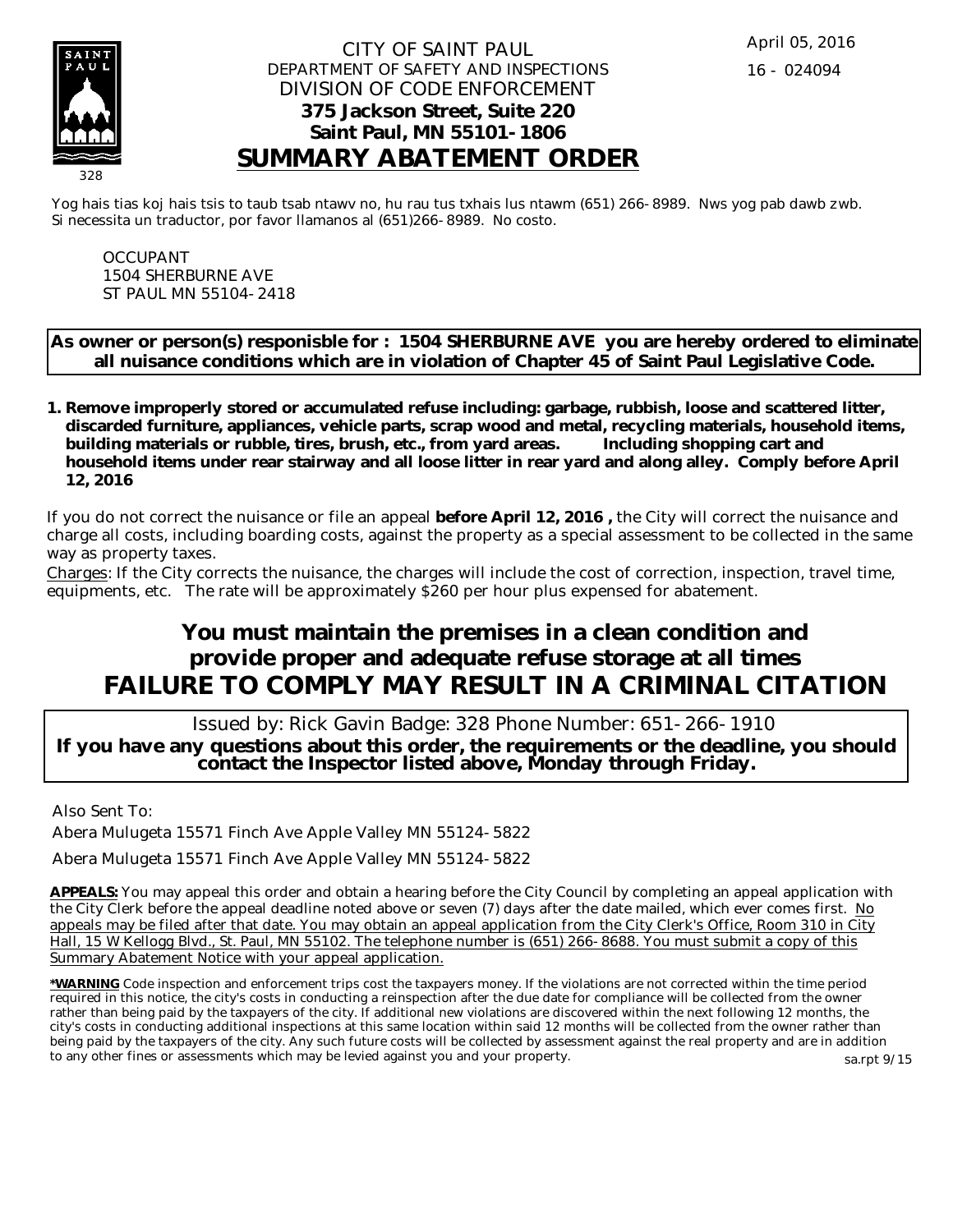CITY OF SAINT PAUL
DEPARTMENT OF SAFETY AND INSPECTIONS
DIVISION OF CODE ENFORCEMENT
**375 Jackson Street, Suite 220**
**Saint Paul, MN 55101-1806**

# SUMMARY ABATEMENT ORDER

April 05, 2016
16 - 024094

328

Yog hais tias koj hais tsis to taub tsab ntawv no, hu rau tus txhais lus ntawm (651) 266-8989. Nws yog pab dawb zwb.
Si necessita un traductor, por favor llamanos al (651)266-8989. No costo.

OCCUPANT
1504 SHERBURNE AVE
ST PAUL MN 55104-2418

**As owner or person(s) responisble for : 1504 SHERBURNE AVE you are hereby ordered to eliminate all nuisance conditions which are in violation of Chapter 45 of Saint Paul Legislative Code.**

1. **Remove improperly stored or accumulated refuse including: garbage, rubbish, loose and scattered litter, discarded furniture, appliances, vehicle parts, scrap wood and metal, recycling materials, household items, building materials or rubble, tires, brush, etc., from yard areas. Including shopping cart and household items under rear stairway and all loose litter in rear yard and along alley. Comply before April 12, 2016**

If you do not correct the nuisance or file an appeal **before April 12, 2016 ,** the City will correct the nuisance and charge all costs, including boarding costs, against the property as a special assessment to be collected in the same way as property taxes.

Charges: If the City corrects the nuisance, the charges will include the cost of correction, inspection, travel time, equipments, etc. The rate will be approximately $260 per hour plus expensed for abatement.

## You must maintain the premises in a clean condition and provide proper and adequate refuse storage at all times

## FAILURE TO COMPLY MAY RESULT IN A CRIMINAL CITATION

Issued by: Rick Gavin Badge: 328 Phone Number: 651-266-1910

**If you have any questions about this order, the requirements or the deadline, you should contact the Inspector listed above, Monday through Friday.**

Also Sent To:

Abera Mulugeta 15571 Finch Ave Apple Valley MN 55124-5822

Abera Mulugeta 15571 Finch Ave Apple Valley MN 55124-5822

**APPEALS:** You may appeal this order and obtain a hearing before the City Council by completing an appeal application with the City Clerk before the appeal deadline noted above or seven (7) days after the date mailed, which ever comes first. No appeals may be filed after that date. You may obtain an appeal application from the City Clerk's Office, Room 310 in City Hall, 15 W Kellogg Blvd., St. Paul, MN 55102. The telephone number is (651) 266-8688. You must submit a copy of this Summary Abatement Notice with your appeal application.

**\*WARNING** Code inspection and enforcement trips cost the taxpayers money. If the violations are not corrected within the time period required in this notice, the city's costs in conducting a reinspection after the due date for compliance will be collected from the owner rather than being paid by the taxpayers of the city. If additional new violations are discovered within the next following 12 months, the city's costs in conducting additional inspections at this same location within said 12 months will be collected from the owner rather than being paid by the taxpayers of the city. Any such future costs will be collected by assessment against the real property and are in addition to any other fines or assessments which may be levied against you and your property.

sa.rpt 9/15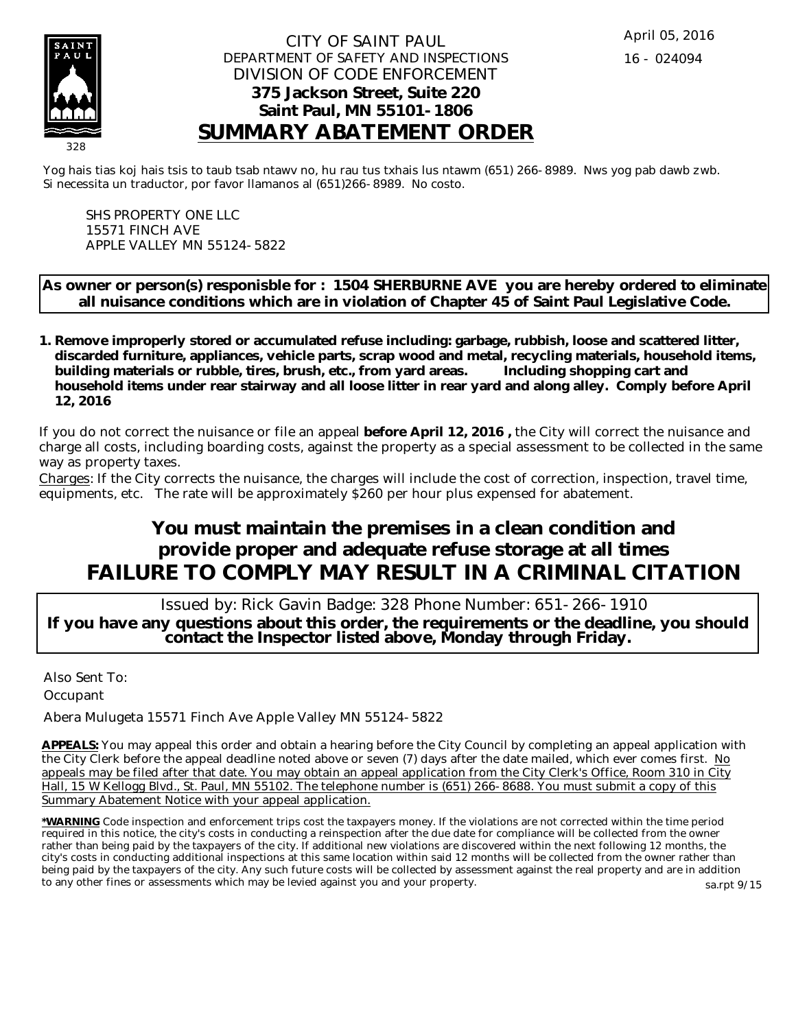April 05, 2016

16 - 024094

CITY OF SAINT PAUL
DEPARTMENT OF SAFETY AND INSPECTIONS
DIVISION OF CODE ENFORCEMENT
**375 Jackson Street, Suite 220**
**Saint Paul, MN 55101-1806**

# SUMMARY ABATEMENT ORDER

328

Yog hais tias koj hais tsis to taub tsab ntawv no, hu rau tus txhais lus ntawm (651) 266-8989. Nws yog pab dawb zwb.
Si necessita un traductor, por favor llamanos al (651)266-8989. No costo.

SHS PROPERTY ONE LLC
15571 FINCH AVE
APPLE VALLEY MN 55124-5822

**As owner or person(s) responisble for : 1504 SHERBURNE AVE you are hereby ordered to eliminate all nuisance conditions which are in violation of Chapter 45 of Saint Paul Legislative Code.**

1. **Remove improperly stored or accumulated refuse including: garbage, rubbish, loose and scattered litter, discarded furniture, appliances, vehicle parts, scrap wood and metal, recycling materials, household items, building materials or rubble, tires, brush, etc., from yard areas. Including shopping cart and household items under rear stairway and all loose litter in rear yard and along alley. Comply before April 12, 2016**

If you do not correct the nuisance or file an appeal **before April 12, 2016 ,** the City will correct the nuisance and charge all costs, including boarding costs, against the property as a special assessment to be collected in the same way as property taxes.

Charges: If the City corrects the nuisance, the charges will include the cost of correction, inspection, travel time, equipments, etc. The rate will be approximately $260 per hour plus expensed for abatement.

## You must maintain the premises in a clean condition and provide proper and adequate refuse storage at all times

## FAILURE TO COMPLY MAY RESULT IN A CRIMINAL CITATION

Issued by: Rick Gavin Badge: 328 Phone Number: 651-266-1910

**If you have any questions about this order, the requirements or the deadline, you should contact the Inspector listed above, Monday through Friday.**

Also Sent To:

Occupant

Abera Mulugeta 15571 Finch Ave Apple Valley MN 55124-5822

**APPEALS:** You may appeal this order and obtain a hearing before the City Council by completing an appeal application with the City Clerk before the appeal deadline noted above or seven (7) days after the date mailed, which ever comes first. No appeals may be filed after that date. You may obtain an appeal application from the City Clerk's Office, Room 310 in City Hall, 15 W Kellogg Blvd., St. Paul, MN 55102. The telephone number is (651) 266-8688. You must submit a copy of this Summary Abatement Notice with your appeal application.

***WARNING** Code inspection and enforcement trips cost the taxpayers money. If the violations are not corrected within the time period required in this notice, the city's costs in conducting a reinspection after the due date for compliance will be collected from the owner rather than being paid by the taxpayers of the city. If additional new violations are discovered within the next following 12 months, the city's costs in conducting additional inspections at this same location within said 12 months will be collected from the owner rather than being paid by the taxpayers of the city. Any such future costs will be collected by assessment against the real property and are in addition to any other fines or assessments which may be levied against you and your property.

sa.rpt 9/15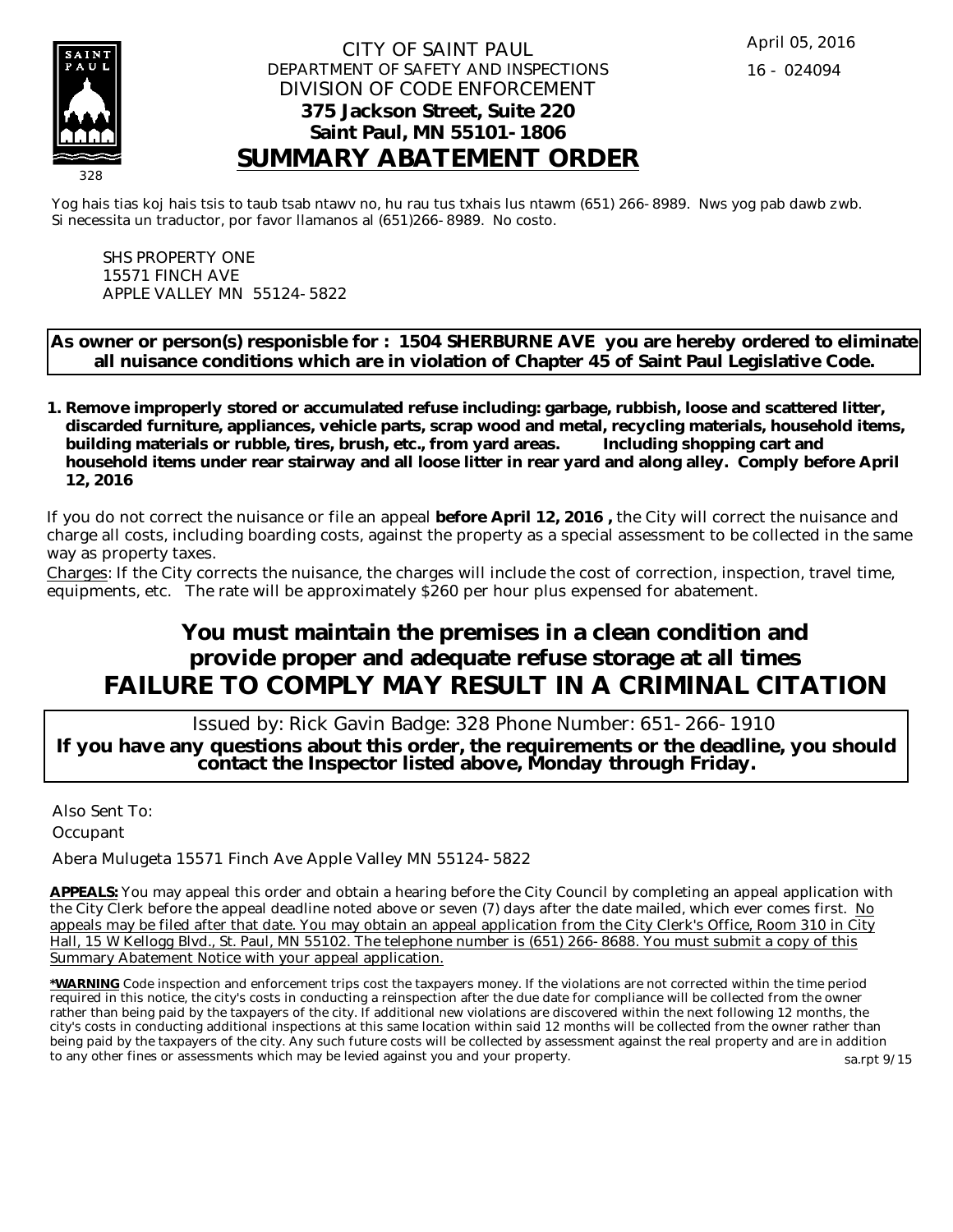April 05, 2016

16 - 024094

CITY OF SAINT PAUL
DEPARTMENT OF SAFETY AND INSPECTIONS
DIVISION OF CODE ENFORCEMENT
**375 Jackson Street, Suite 220**
**Saint Paul, MN 55101-1806**

# SUMMARY ABATEMENT ORDER

Yog hais tias koj hais tsis to taub tsab ntawv no, hu rau tus txhais lus ntawm (651) 266-8989. Nws yog pab dawb zwb.
Si necessita un traductor, por favor llamanos al (651)266-8989. No costo.

SHS PROPERTY ONE
15571 FINCH AVE
APPLE VALLEY MN 55124-5822

**As owner or person(s) responisble for : 1504 SHERBURNE AVE you are hereby ordered to eliminate all nuisance conditions which are in violation of Chapter 45 of Saint Paul Legislative Code.**

1. **Remove improperly stored or accumulated refuse including: garbage, rubbish, loose and scattered litter, discarded furniture, appliances, vehicle parts, scrap wood and metal, recycling materials, household items, building materials or rubble, tires, brush, etc., from yard areas. Including shopping cart and household items under rear stairway and all loose litter in rear yard and along alley. Comply before April 12, 2016**

If you do not correct the nuisance or file an appeal **before April 12, 2016 ,** the City will correct the nuisance and charge all costs, including boarding costs, against the property as a special assessment to be collected in the same way as property taxes.

Charges: If the City corrects the nuisance, the charges will include the cost of correction, inspection, travel time, equipments, etc. The rate will be approximately $260 per hour plus expensed for abatement.

## You must maintain the premises in a clean condition and provide proper and adequate refuse storage at all times

## FAILURE TO COMPLY MAY RESULT IN A CRIMINAL CITATION

Issued by: Rick Gavin Badge: 328 Phone Number: 651-266-1910

**If you have any questions about this order, the requirements or the deadline, you should contact the Inspector listed above, Monday through Friday.**

Also Sent To:

Occupant

Abera Mulugeta 15571 Finch Ave Apple Valley MN 55124-5822

**APPEALS:** You may appeal this order and obtain a hearing before the City Council by completing an appeal application with the City Clerk before the appeal deadline noted above or seven (7) days after the date mailed, which ever comes first. No appeals may be filed after that date. You may obtain an appeal application from the City Clerk's Office, Room 310 in City Hall, 15 W Kellogg Blvd., St. Paul, MN 55102. The telephone number is (651) 266-8688. You must submit a copy of this Summary Abatement Notice with your appeal application.

***WARNING** Code inspection and enforcement trips cost the taxpayers money. If the violations are not corrected within the time period required in this notice, the city's costs in conducting a reinspection after the due date for compliance will be collected from the owner rather than being paid by the taxpayers of the city. If additional new violations are discovered within the next following 12 months, the city's costs in conducting additional inspections at this same location within said 12 months will be collected from the owner rather than being paid by the taxpayers of the city. Any such future costs will be collected by assessment against the real property and are in addition to any other fines or assessments which may be levied against you and your property.

sa.rpt 9/15